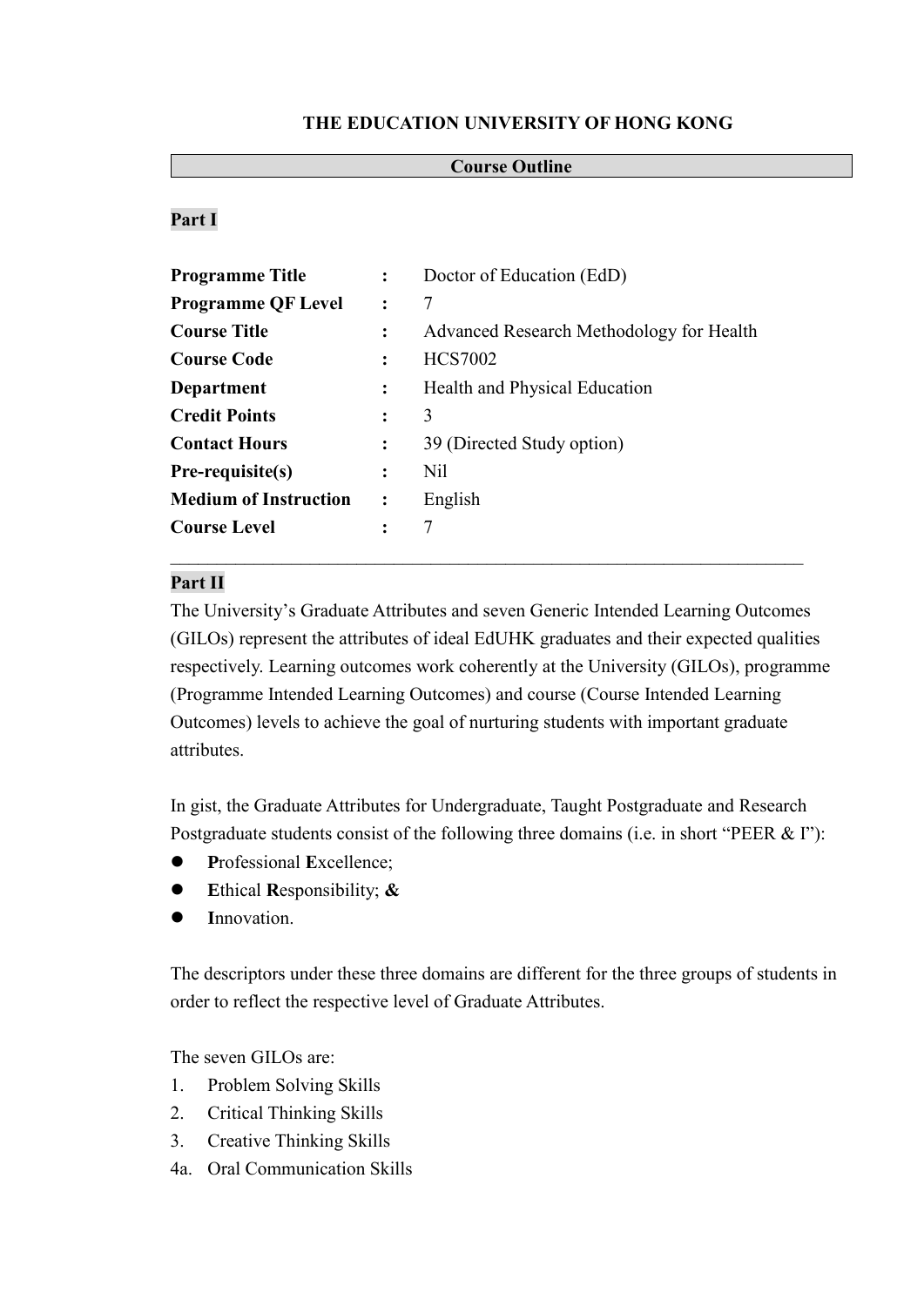# THE EDUCATION UNIVERSITY OF HONG KONG

## Course Outline

### Part I

| | | |
|---|---|---|
| **Programme Title** | : | Doctor of Education (EdD) |
| **Programme QF Level** | : | 7 |
| **Course Title** | : | Advanced Research Methodology for Health |
| **Course Code** | : | HCS7002 |
| **Department** | : | Health and Physical Education |
| **Credit Points** | : | 3 |
| **Contact Hours** | : | 39 (Directed Study option) |
| **Pre-requisite(s)** | : | Nil |
| **Medium of Instruction** | : | English |
| **Course Level** | : | 7 |

---

### Part II

The University's Graduate Attributes and seven Generic Intended Learning Outcomes (GILOs) represent the attributes of ideal EdUHK graduates and their expected qualities respectively. Learning outcomes work coherently at the University (GILOs), programme (Programme Intended Learning Outcomes) and course (Course Intended Learning Outcomes) levels to achieve the goal of nurturing students with important graduate attributes.

In gist, the Graduate Attributes for Undergraduate, Taught Postgraduate and Research Postgraduate students consist of the following three domains (i.e. in short "PEER & I"):

- **P**rofessional **E**xcellence;
- **E**thical **R**esponsibility; **&**
- **I**nnovation.

The descriptors under these three domains are different for the three groups of students in order to reflect the respective level of Graduate Attributes.

The seven GILOs are:

1. Problem Solving Skills
2. Critical Thinking Skills
3. Creative Thinking Skills

4a. Oral Communication Skills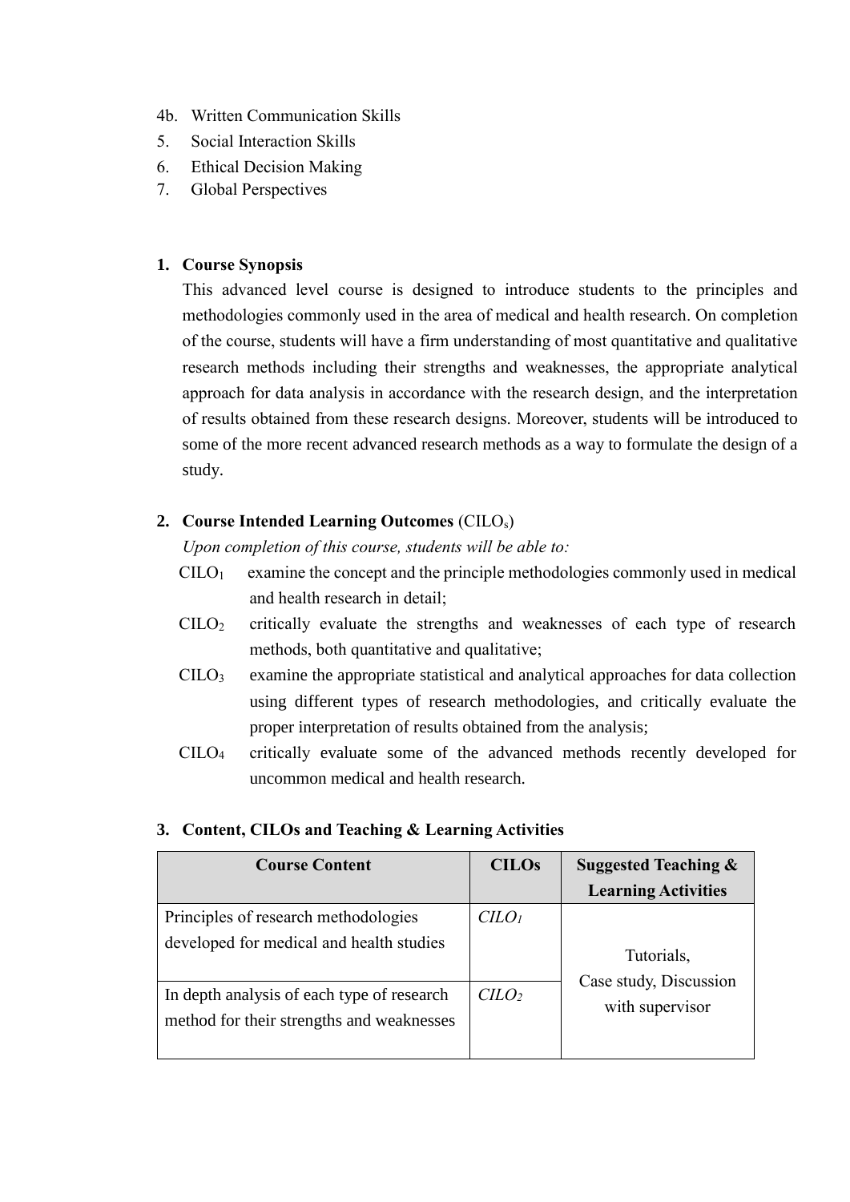4b. Written Communication Skills
5. Social Interaction Skills
6. Ethical Decision Making
7. Global Perspectives

1. **Course Synopsis**

   This advanced level course is designed to introduce students to the principles and methodologies commonly used in the area of medical and health research. On completion of the course, students will have a firm understanding of most quantitative and qualitative research methods including their strengths and weaknesses, the appropriate analytical approach for data analysis in accordance with the research design, and the interpretation of results obtained from these research designs. Moreover, students will be introduced to some of the more recent advanced research methods as a way to formulate the design of a study.

2. **Course Intended Learning Outcomes** (CILO$_s$)

   *Upon completion of this course, students will be able to:*

   CILO$_1$ examine the concept and the principle methodologies commonly used in medical and health research in detail;

   CILO$_2$ critically evaluate the strengths and weaknesses of each type of research methods, both quantitative and qualitative;

   CILO$_3$ examine the appropriate statistical and analytical approaches for data collection using different types of research methodologies, and critically evaluate the proper interpretation of results obtained from the analysis;

   CILO$_4$ critically evaluate some of the advanced methods recently developed for uncommon medical and health research.

3. **Content, CILOs and Teaching & Learning Activities**

| Course Content | CILOs | Suggested Teaching & Learning Activities |
|---|---|---|
| Principles of research methodologies developed for medical and health studies | *CILO$_1$* | Tutorials, Case study, Discussion with supervisor |
| In depth analysis of each type of research method for their strengths and weaknesses | *CILO$_2$* | |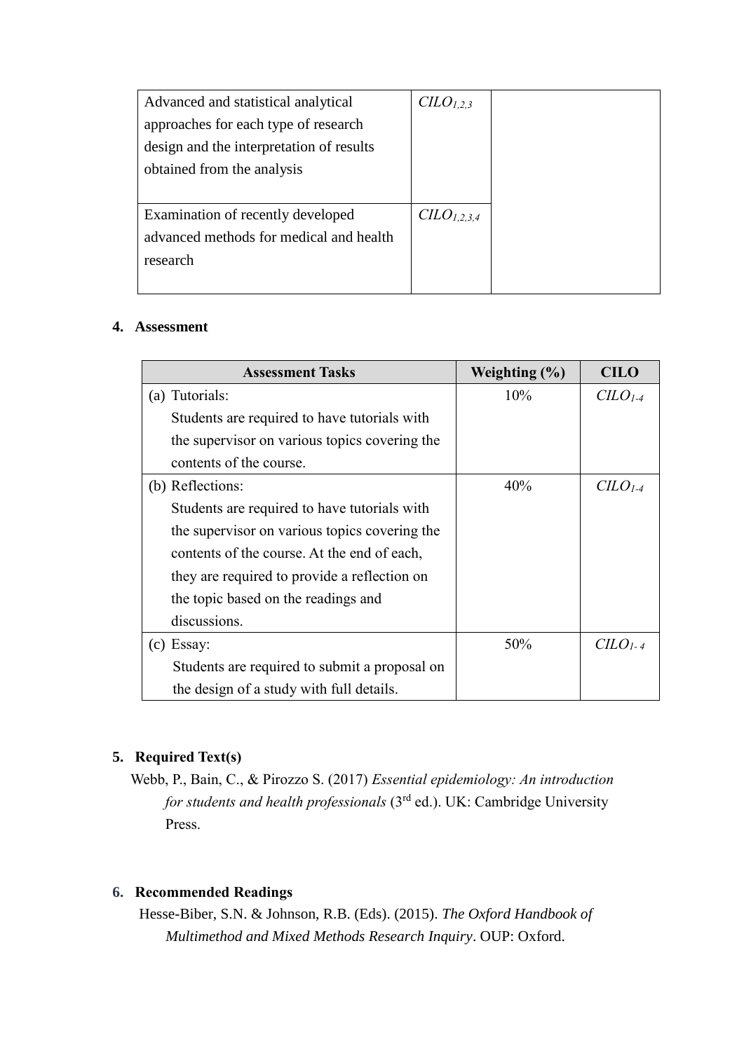| | | |
|---|---|---|
| Advanced and statistical analytical approaches for each type of research design and the interpretation of results obtained from the analysis | *$CILO_{1,2,3}$* | |
| Examination of recently developed advanced methods for medical and health research | *$CILO_{1,2,3,4}$* | |

**4. Assessment**

| Assessment Tasks | Weighting (%) | CILO |
|---|---|---|
| (a) Tutorials: Students are required to have tutorials with the supervisor on various topics covering the contents of the course. | 10% | *$CILO_{1\text{-}4}$* |
| (b) Reflections: Students are required to have tutorials with the supervisor on various topics covering the contents of the course. At the end of each, they are required to provide a reflection on the topic based on the readings and discussions. | 40% | *$CILO_{1\text{-}4}$* |
| (c) Essay: Students are required to submit a proposal on the design of a study with full details. | 50% | *$CILO_{1\text{-}4}$* |

**5. Required Text(s)**

Webb, P., Bain, C., & Pirozzo S. (2017) *Essential epidemiology: An introduction for students and health professionals* (3rd ed.). UK: Cambridge University Press.

**6. Recommended Readings**

Hesse-Biber, S.N. & Johnson, R.B. (Eds). (2015). *The Oxford Handbook of Multimethod and Mixed Methods Research Inquiry*. OUP: Oxford.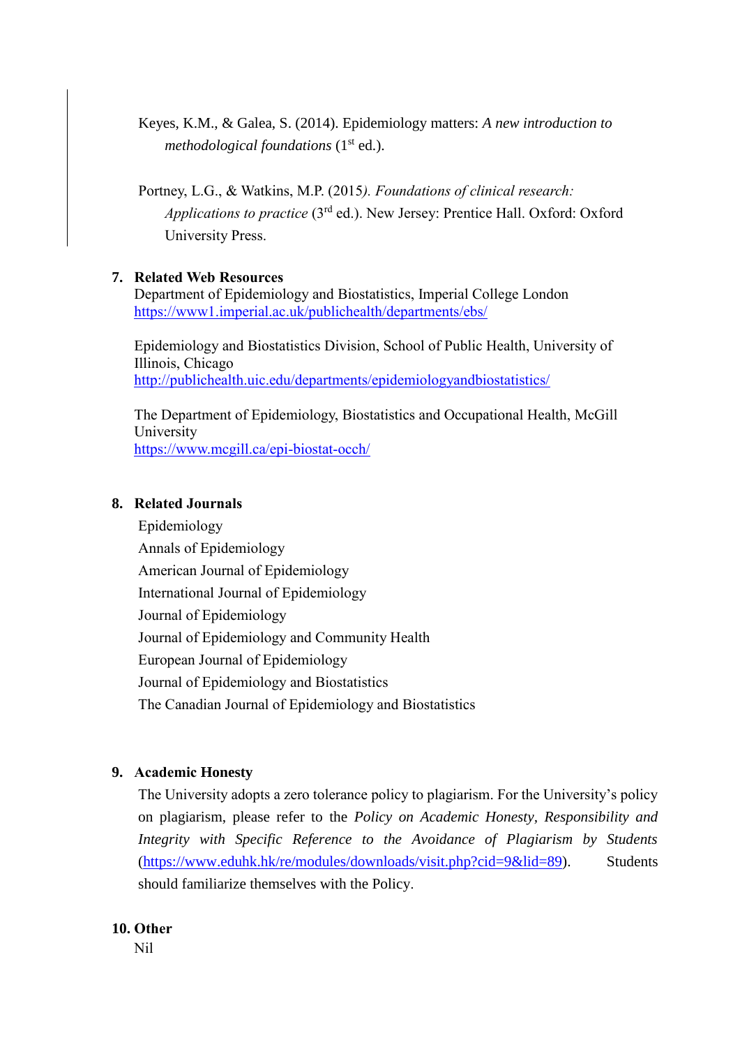Keyes, K.M., & Galea, S. (2014). Epidemiology matters: *A new introduction to methodological foundations* (1st ed.).

Portney, L.G., & Watkins, M.P. (2015*). Foundations of clinical research: Applications to practice* (3rd ed.). New Jersey: Prentice Hall. Oxford: Oxford University Press.

**7. Related Web Resources**

Department of Epidemiology and Biostatistics, Imperial College London
https://www1.imperial.ac.uk/publichealth/departments/ebs/

Epidemiology and Biostatistics Division, School of Public Health, University of Illinois, Chicago
http://publichealth.uic.edu/departments/epidemiologyandbiostatistics/

The Department of Epidemiology, Biostatistics and Occupational Health, McGill University
https://www.mcgill.ca/epi-biostat-occh/

**8. Related Journals**

Epidemiology
Annals of Epidemiology
American Journal of Epidemiology
International Journal of Epidemiology
Journal of Epidemiology
Journal of Epidemiology and Community Health
European Journal of Epidemiology
Journal of Epidemiology and Biostatistics
The Canadian Journal of Epidemiology and Biostatistics

**9. Academic Honesty**

The University adopts a zero tolerance policy to plagiarism. For the University's policy on plagiarism, please refer to the *Policy on Academic Honesty, Responsibility and Integrity with Specific Reference to the Avoidance of Plagiarism by Students* (https://www.eduhk.hk/re/modules/downloads/visit.php?cid=9&lid=89). Students should familiarize themselves with the Policy.

**10. Other**

Nil